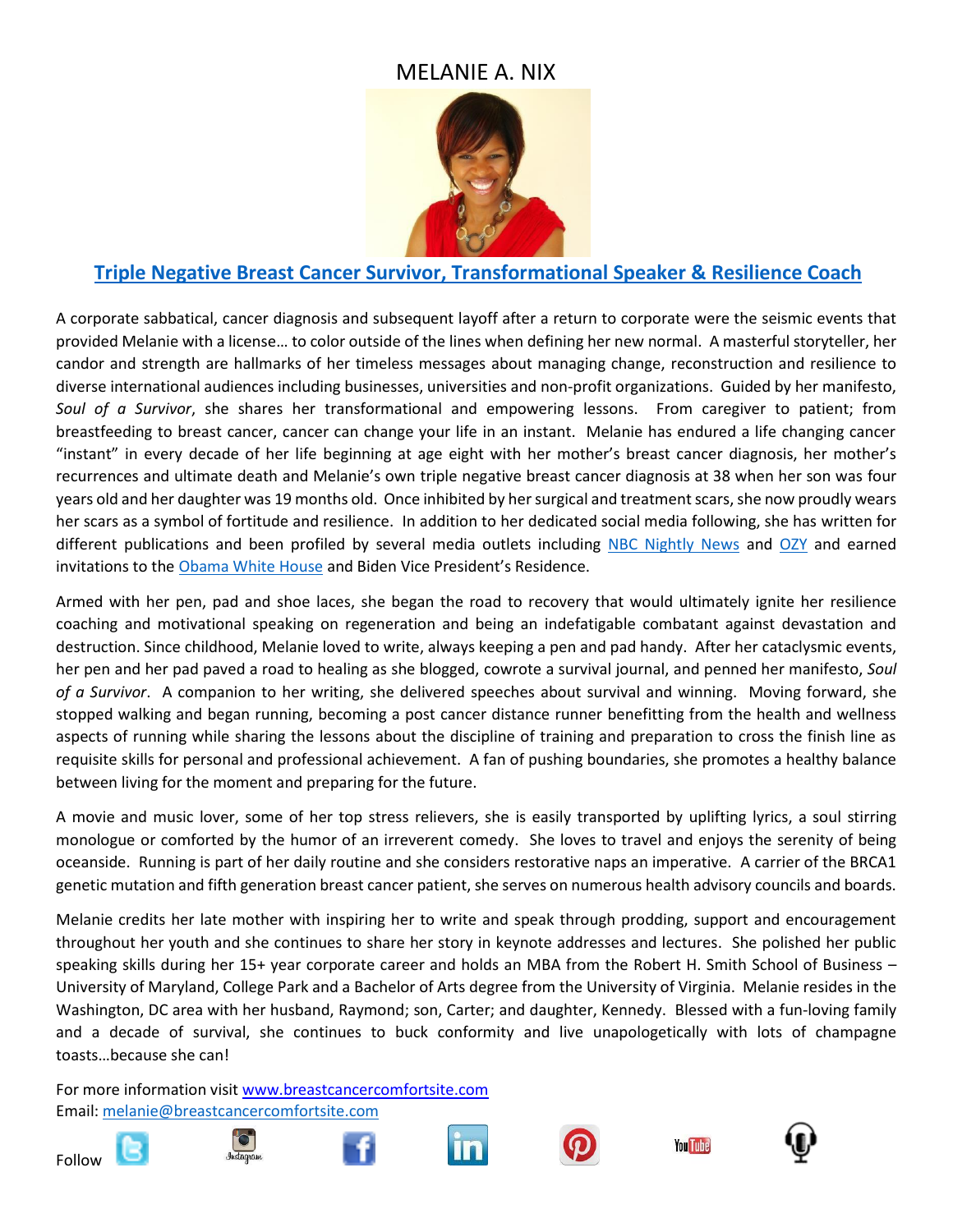# MELANIE A. NIX

## Triple Negative Breast Cancer Survivor, Transformational Speaker & Resilience Coach

A corporate sabbatical, cancer diagnosis and subsequent layoff after a return to corporate were the seismic events that provided Melanie with a license… to color outside of the lines when defining her new normal. A masterful storyteller, her candor and strength are hallmarks of her timeless messages about managing change, reconstruction and resilience to diverse international audiences including businesses, universities and non-profit organizations. Guided by her manifesto, *Soul of a Survivor*, she shares her transformational and empowering lessons. From caregiver to patient; from breastfeeding to breast cancer, cancer can change your life in an instant. Melanie has endured a life changing cancer "instant" in every decade of her life beginning at age eight with her mother's breast cancer diagnosis, her mother's recurrences and ultimate death and Melanie's own triple negative breast cancer diagnosis at 38 when her son was four years old and her daughter was 19 months old. Once inhibited by her surgical and treatment scars, she now proudly wears her scars as a symbol of fortitude and resilience. In addition to her dedicated social media following, she has written for different publications and been profiled by several media outlets including NBC Nightly News and OZY and earned invitations to the Obama White House and Biden Vice President's Residence.

Armed with her pen, pad and shoe laces, she began the road to recovery that would ultimately ignite her resilience coaching and motivational speaking on regeneration and being an indefatigable combatant against devastation and destruction. Since childhood, Melanie loved to write, always keeping a pen and pad handy. After her cataclysmic events, her pen and her pad paved a road to healing as she blogged, cowrote a survival journal, and penned her manifesto, *Soul of a Survivor*. A companion to her writing, she delivered speeches about survival and winning. Moving forward, she stopped walking and began running, becoming a post cancer distance runner benefitting from the health and wellness aspects of running while sharing the lessons about the discipline of training and preparation to cross the finish line as requisite skills for personal and professional achievement. A fan of pushing boundaries, she promotes a healthy balance between living for the moment and preparing for the future.

A movie and music lover, some of her top stress relievers, she is easily transported by uplifting lyrics, a soul stirring monologue or comforted by the humor of an irreverent comedy. She loves to travel and enjoys the serenity of being oceanside. Running is part of her daily routine and she considers restorative naps an imperative. A carrier of the BRCA1 genetic mutation and fifth generation breast cancer patient, she serves on numerous health advisory councils and boards.

Melanie credits her late mother with inspiring her to write and speak through prodding, support and encouragement throughout her youth and she continues to share her story in keynote addresses and lectures. She polished her public speaking skills during her 15+ year corporate career and holds an MBA from the Robert H. Smith School of Business – University of Maryland, College Park and a Bachelor of Arts degree from the University of Virginia. Melanie resides in the Washington, DC area with her husband, Raymond; son, Carter; and daughter, Kennedy. Blessed with a fun-loving family and a decade of survival, she continues to buck conformity and live unapologetically with lots of champagne toasts…because she can!

For more information visit www.breastcancercomfortsite.com
Email: melanie@breastcancercomfortsite.com

Follow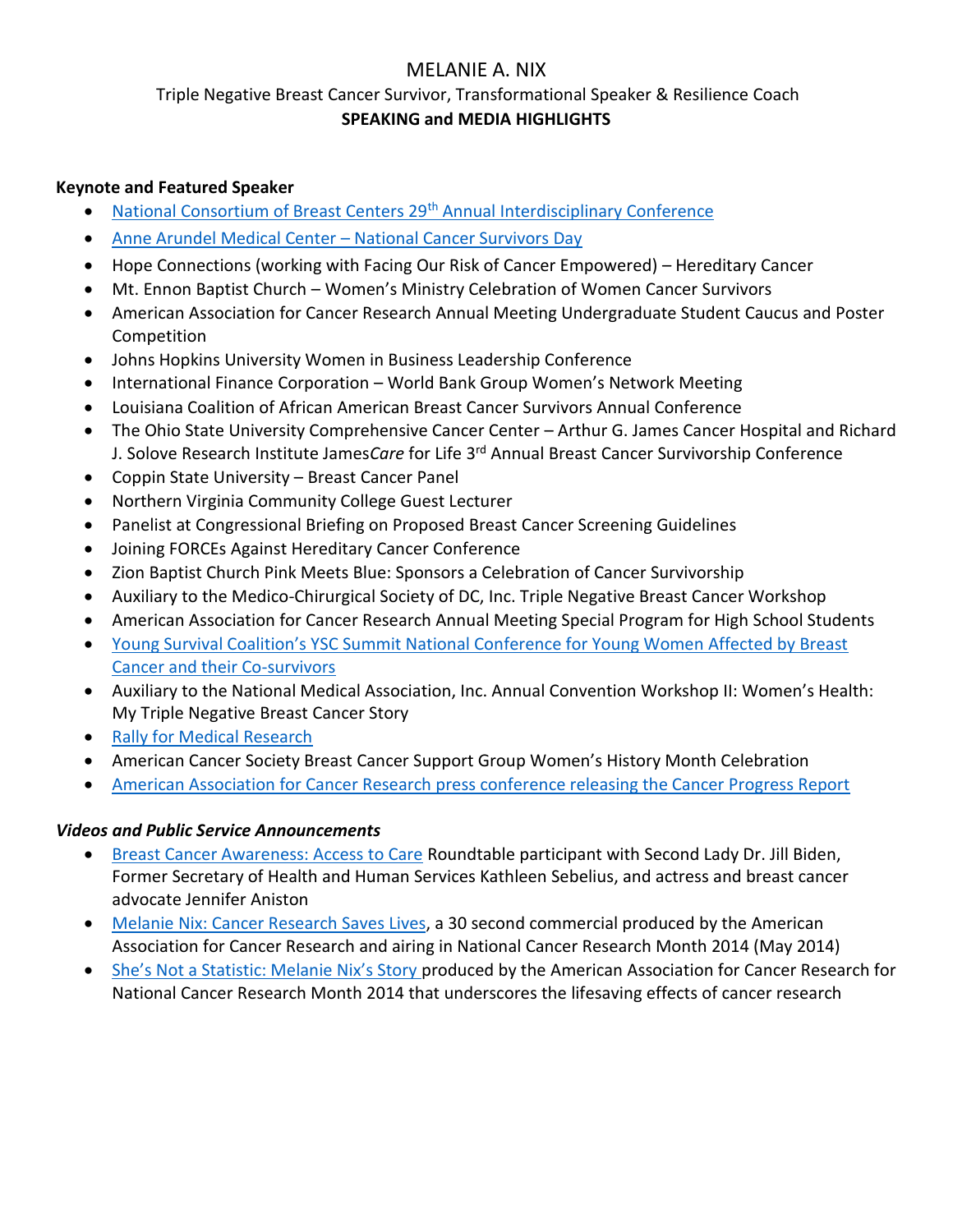# MELANIE A. NIX

Triple Negative Breast Cancer Survivor, Transformational Speaker & Resilience Coach

**SPEAKING and MEDIA HIGHLIGHTS**

**Keynote and Featured Speaker**

- National Consortium of Breast Centers 29th Annual Interdisciplinary Conference
- Anne Arundel Medical Center – National Cancer Survivors Day
- Hope Connections (working with Facing Our Risk of Cancer Empowered) – Hereditary Cancer
- Mt. Ennon Baptist Church – Women's Ministry Celebration of Women Cancer Survivors
- American Association for Cancer Research Annual Meeting Undergraduate Student Caucus and Poster Competition
- Johns Hopkins University Women in Business Leadership Conference
- International Finance Corporation – World Bank Group Women's Network Meeting
- Louisiana Coalition of African American Breast Cancer Survivors Annual Conference
- The Ohio State University Comprehensive Cancer Center – Arthur G. James Cancer Hospital and Richard J. Solove Research Institute James*Care* for Life 3rd Annual Breast Cancer Survivorship Conference
- Coppin State University – Breast Cancer Panel
- Northern Virginia Community College Guest Lecturer
- Panelist at Congressional Briefing on Proposed Breast Cancer Screening Guidelines
- Joining FORCEs Against Hereditary Cancer Conference
- Zion Baptist Church Pink Meets Blue: Sponsors a Celebration of Cancer Survivorship
- Auxiliary to the Medico-Chirurgical Society of DC, Inc. Triple Negative Breast Cancer Workshop
- American Association for Cancer Research Annual Meeting Special Program for High School Students
- Young Survival Coalition's YSC Summit National Conference for Young Women Affected by Breast Cancer and their Co-survivors
- Auxiliary to the National Medical Association, Inc. Annual Convention Workshop II: Women's Health: My Triple Negative Breast Cancer Story
- Rally for Medical Research
- American Cancer Society Breast Cancer Support Group Women's History Month Celebration
- American Association for Cancer Research press conference releasing the Cancer Progress Report

***Videos and Public Service Announcements***

- Breast Cancer Awareness: Access to Care Roundtable participant with Second Lady Dr. Jill Biden, Former Secretary of Health and Human Services Kathleen Sebelius, and actress and breast cancer advocate Jennifer Aniston
- Melanie Nix: Cancer Research Saves Lives, a 30 second commercial produced by the American Association for Cancer Research and airing in National Cancer Research Month 2014 (May 2014)
- She's Not a Statistic: Melanie Nix's Story produced by the American Association for Cancer Research for National Cancer Research Month 2014 that underscores the lifesaving effects of cancer research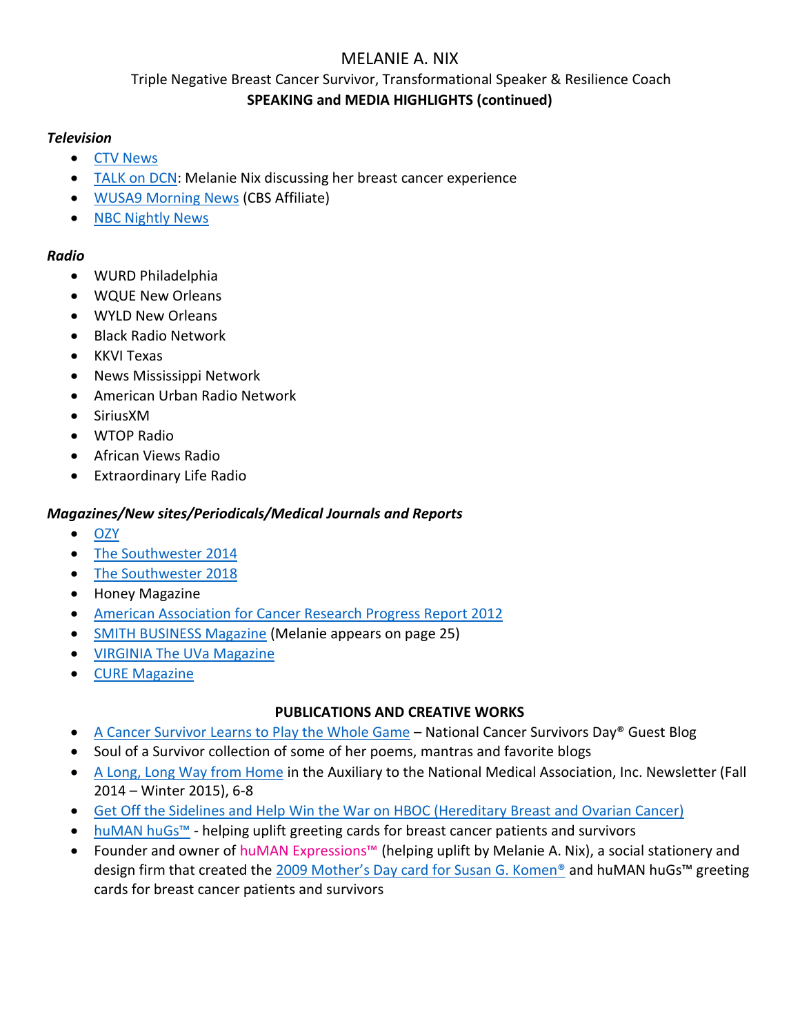# MELANIE A. NIX

Triple Negative Breast Cancer Survivor, Transformational Speaker & Resilience Coach

**SPEAKING and MEDIA HIGHLIGHTS (continued)**

***Television***

- CTV News
- TALK on DCN: Melanie Nix discussing her breast cancer experience
- WUSA9 Morning News (CBS Affiliate)
- NBC Nightly News

***Radio***

- WURD Philadelphia
- WQUE New Orleans
- WYLD New Orleans
- Black Radio Network
- KKVI Texas
- News Mississippi Network
- American Urban Radio Network
- SiriusXM
- WTOP Radio
- African Views Radio
- Extraordinary Life Radio

***Magazines/New sites/Periodicals/Medical Journals and Reports***

- OZY
- The Southwester 2014
- The Southwester 2018
- Honey Magazine
- American Association for Cancer Research Progress Report 2012
- SMITH BUSINESS Magazine (Melanie appears on page 25)
- VIRGINIA The UVa Magazine
- CURE Magazine

**PUBLICATIONS AND CREATIVE WORKS**

- A Cancer Survivor Learns to Play the Whole Game – National Cancer Survivors Day® Guest Blog
- Soul of a Survivor collection of some of her poems, mantras and favorite blogs
- A Long, Long Way from Home in the Auxiliary to the National Medical Association, Inc. Newsletter (Fall 2014 – Winter 2015), 6-8
- Get Off the Sidelines and Help Win the War on HBOC (Hereditary Breast and Ovarian Cancer)
- huMAN huGs™ - helping uplift greeting cards for breast cancer patients and survivors
- Founder and owner of huMAN Expressions™ (helping uplift by Melanie A. Nix), a social stationery and design firm that created the 2009 Mother's Day card for Susan G. Komen® and huMAN huGs™ greeting cards for breast cancer patients and survivors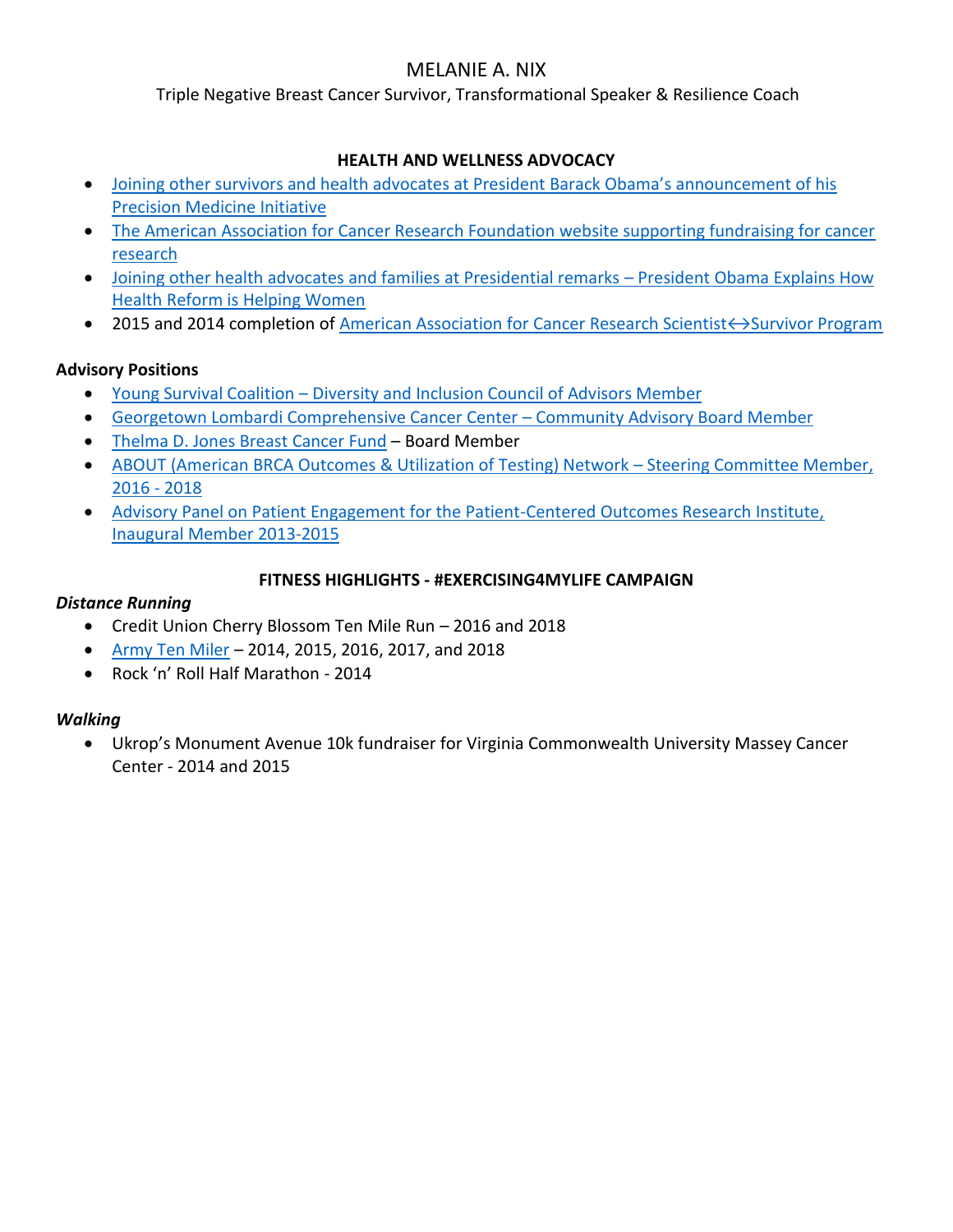MELANIE A. NIX

Triple Negative Breast Cancer Survivor, Transformational Speaker & Resilience Coach

## HEALTH AND WELLNESS ADVOCACY

- Joining other survivors and health advocates at President Barack Obama's announcement of his Precision Medicine Initiative
- The American Association for Cancer Research Foundation website supporting fundraising for cancer research
- Joining other health advocates and families at Presidential remarks – President Obama Explains How Health Reform is Helping Women
- 2015 and 2014 completion of American Association for Cancer Research Scientist↔Survivor Program

### Advisory Positions

- Young Survival Coalition – Diversity and Inclusion Council of Advisors Member
- Georgetown Lombardi Comprehensive Cancer Center – Community Advisory Board Member
- Thelma D. Jones Breast Cancer Fund – Board Member
- ABOUT (American BRCA Outcomes & Utilization of Testing) Network – Steering Committee Member, 2016 - 2018
- Advisory Panel on Patient Engagement for the Patient-Centered Outcomes Research Institute, Inaugural Member 2013-2015

## FITNESS HIGHLIGHTS - #EXERCISING4MYLIFE CAMPAIGN

### *Distance Running*

- Credit Union Cherry Blossom Ten Mile Run – 2016 and 2018
- Army Ten Miler – 2014, 2015, 2016, 2017, and 2018
- Rock 'n' Roll Half Marathon - 2014

### *Walking*

- Ukrop's Monument Avenue 10k fundraiser for Virginia Commonwealth University Massey Cancer Center - 2014 and 2015